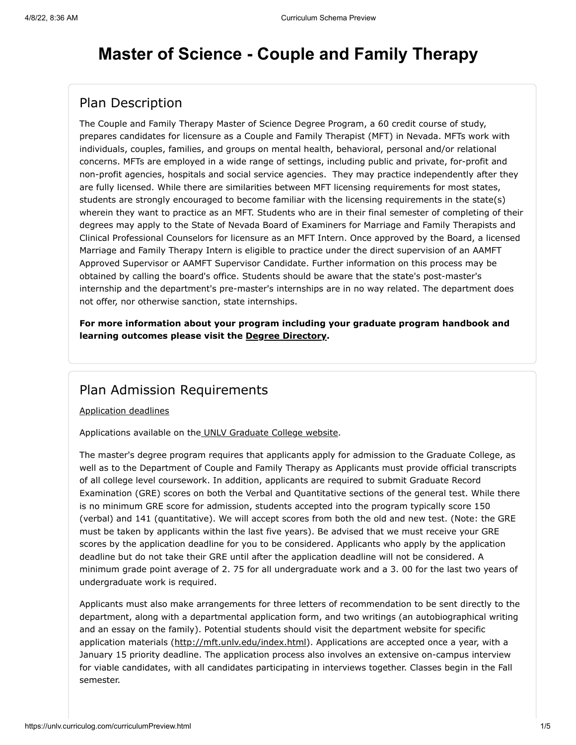# Master of Science - Couple and Family Therapy

## Plan Description

The Couple and Family Therapy Master of Science Degree Program, a 60 credit course of study, prepares candidates for licensure as a Couple and Family Therapist (MFT) in Nevada. MFTs work with individuals, couples, families, and groups on mental health, behavioral, personal and/or relational concerns. MFTs are employed in a wide range of settings, including public and private, for-profit and non-profit agencies, hospitals and social service agencies. They may practice independently after they are fully licensed. While there are similarities between MFT licensing requirements for most states, students are strongly encouraged to become familiar with the licensing requirements in the state(s) wherein they want to practice as an MFT. Students who are in their final semester of completing of their degrees may apply to the State of Nevada Board of Examiners for Marriage and Family Therapists and Clinical Professional Counselors for licensure as an MFT Intern. Once approved by the Board, a licensed Marriage and Family Therapy Intern is eligible to practice under the direct supervision of an AAMFT Approved Supervisor or AAMFT Supervisor Candidate. Further information on this process may be obtained by calling the board's office. Students should be aware that the state's post-master's internship and the department's pre-master's internships are in no way related. The department does not offer, nor otherwise sanction, state internships.

**For more information about your program including your graduate program handbook and learning outcomes please visit the Degree Directory.**

## Plan Admission Requirements

Application deadlines

Applications available on the UNLV Graduate College website.

The master's degree program requires that applicants apply for admission to the Graduate College, as well as to the Department of Couple and Family Therapy as Applicants must provide official transcripts of all college level coursework. In addition, applicants are required to submit Graduate Record Examination (GRE) scores on both the Verbal and Quantitative sections of the general test. While there is no minimum GRE score for admission, students accepted into the program typically score 150 (verbal) and 141 (quantitative). We will accept scores from both the old and new test. (Note: the GRE must be taken by applicants within the last five years). Be advised that we must receive your GRE scores by the application deadline for you to be considered. Applicants who apply by the application deadline but do not take their GRE until after the application deadline will not be considered. A minimum grade point average of 2. 75 for all undergraduate work and a 3. 00 for the last two years of undergraduate work is required.

Applicants must also make arrangements for three letters of recommendation to be sent directly to the department, along with a departmental application form, and two writings (an autobiographical writing and an essay on the family). Potential students should visit the department website for specific application materials (http://mft.unlv.edu/index.html). Applications are accepted once a year, with a January 15 priority deadline. The application process also involves an extensive on-campus interview for viable candidates, with all candidates participating in interviews together. Classes begin in the Fall semester.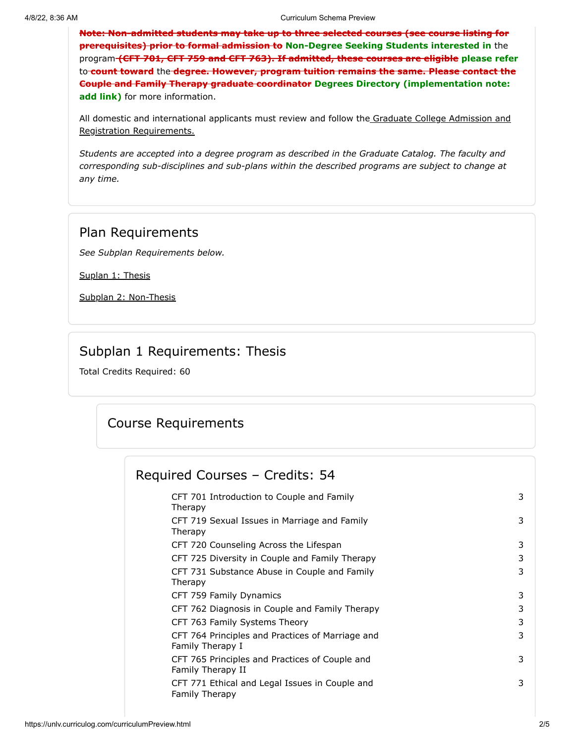~~**Note: Non-admitted students may take up to three selected courses (see course listing for prerequisites) prior to formal admission to**~~ **Non-Degree Seeking Students interested in** the program ~~**(CFT 701, CFT 759 and CFT 763). If admitted, these courses are eligible**~~ **please refer** to ~~**count toward**~~ the ~~**degree. However, program tuition remains the same. Please contact the Couple and Family Therapy graduate coordinator**~~ **Degrees Directory (implementation note: add link)** for more information.

All domestic and international applicants must review and follow the Graduate College Admission and Registration Requirements.

*Students are accepted into a degree program as described in the Graduate Catalog. The faculty and corresponding sub-disciplines and sub-plans within the described programs are subject to change at any time.*

## Plan Requirements

*See Subplan Requirements below.*

Suplan 1: Thesis

Subplan 2: Non-Thesis

## Subplan 1 Requirements: Thesis

Total Credits Required: 60

### Course Requirements

#### Required Courses – Credits: 54

| Course | Credits |
|---|---|
| CFT 701 Introduction to Couple and Family Therapy | 3 |
| CFT 719 Sexual Issues in Marriage and Family Therapy | 3 |
| CFT 720 Counseling Across the Lifespan | 3 |
| CFT 725 Diversity in Couple and Family Therapy | 3 |
| CFT 731 Substance Abuse in Couple and Family Therapy | 3 |
| CFT 759 Family Dynamics | 3 |
| CFT 762 Diagnosis in Couple and Family Therapy | 3 |
| CFT 763 Family Systems Theory | 3 |
| CFT 764 Principles and Practices of Marriage and Family Therapy I | 3 |
| CFT 765 Principles and Practices of Couple and Family Therapy II | 3 |
| CFT 771 Ethical and Legal Issues in Couple and Family Therapy | 3 |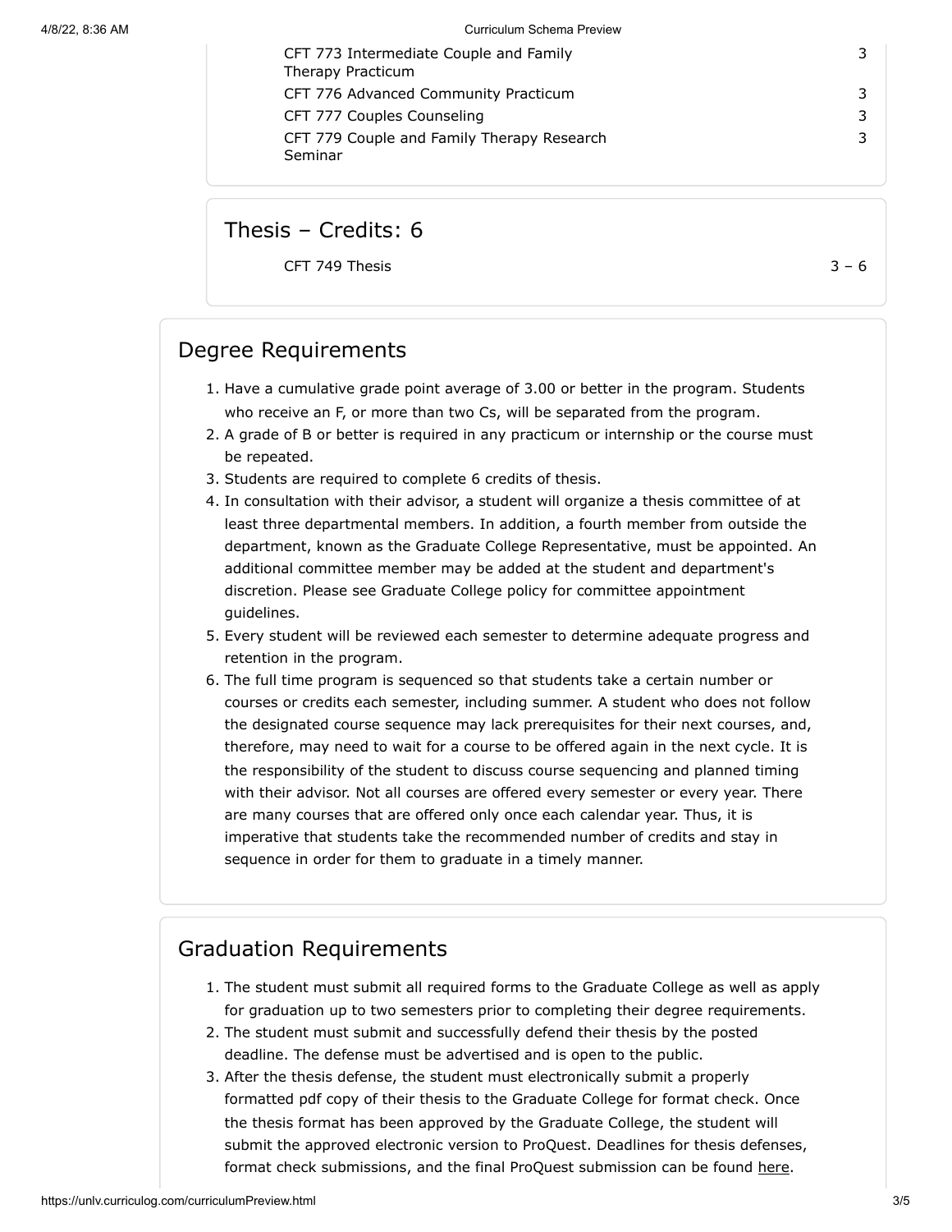| | |
|---|---|
| CFT 773 Intermediate Couple and Family Therapy Practicum | 3 |
| CFT 776 Advanced Community Practicum | 3 |
| CFT 777 Couples Counseling | 3 |
| CFT 779 Couple and Family Therapy Research Seminar | 3 |

### Thesis – Credits: 6

| | |
|---|---|
| CFT 749 Thesis | 3 – 6 |

## Degree Requirements

1. Have a cumulative grade point average of 3.00 or better in the program. Students who receive an F, or more than two Cs, will be separated from the program.
2. A grade of B or better is required in any practicum or internship or the course must be repeated.
3. Students are required to complete 6 credits of thesis.
4. In consultation with their advisor, a student will organize a thesis committee of at least three departmental members. In addition, a fourth member from outside the department, known as the Graduate College Representative, must be appointed. An additional committee member may be added at the student and department's discretion. Please see Graduate College policy for committee appointment guidelines.
5. Every student will be reviewed each semester to determine adequate progress and retention in the program.
6. The full time program is sequenced so that students take a certain number or courses or credits each semester, including summer. A student who does not follow the designated course sequence may lack prerequisites for their next courses, and, therefore, may need to wait for a course to be offered again in the next cycle. It is the responsibility of the student to discuss course sequencing and planned timing with their advisor. Not all courses are offered every semester or every year. There are many courses that are offered only once each calendar year. Thus, it is imperative that students take the recommended number of credits and stay in sequence in order for them to graduate in a timely manner.

## Graduation Requirements

1. The student must submit all required forms to the Graduate College as well as apply for graduation up to two semesters prior to completing their degree requirements.
2. The student must submit and successfully defend their thesis by the posted deadline. The defense must be advertised and is open to the public.
3. After the thesis defense, the student must electronically submit a properly formatted pdf copy of their thesis to the Graduate College for format check. Once the thesis format has been approved by the Graduate College, the student will submit the approved electronic version to ProQuest. Deadlines for thesis defenses, format check submissions, and the final ProQuest submission can be found here.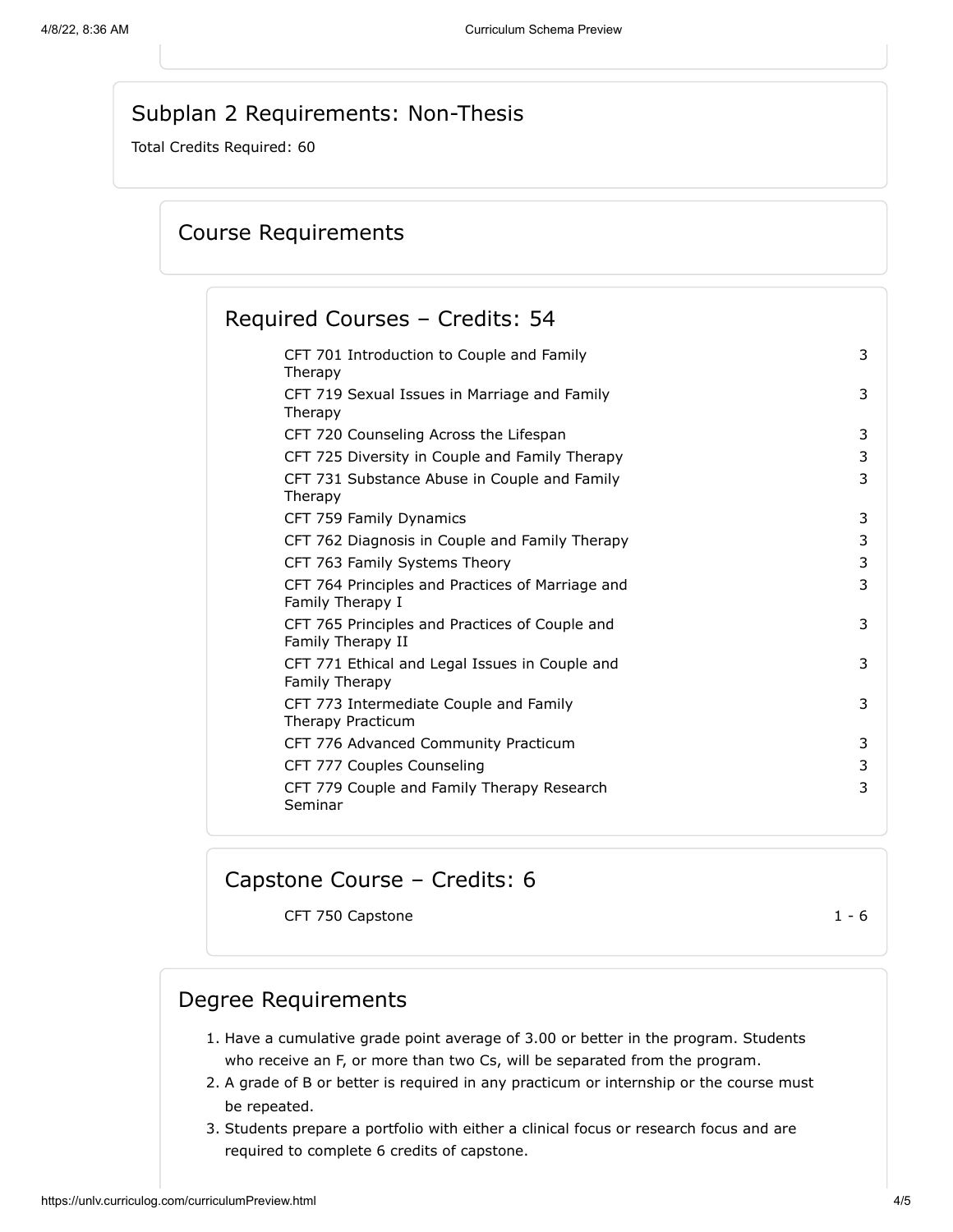## Subplan 2 Requirements: Non-Thesis

Total Credits Required: 60

### Course Requirements

#### Required Courses – Credits: 54

| Course | Credits |
|---|---|
| CFT 701 Introduction to Couple and Family Therapy | 3 |
| CFT 719 Sexual Issues in Marriage and Family Therapy | 3 |
| CFT 720 Counseling Across the Lifespan | 3 |
| CFT 725 Diversity in Couple and Family Therapy | 3 |
| CFT 731 Substance Abuse in Couple and Family Therapy | 3 |
| CFT 759 Family Dynamics | 3 |
| CFT 762 Diagnosis in Couple and Family Therapy | 3 |
| CFT 763 Family Systems Theory | 3 |
| CFT 764 Principles and Practices of Marriage and Family Therapy I | 3 |
| CFT 765 Principles and Practices of Couple and Family Therapy II | 3 |
| CFT 771 Ethical and Legal Issues in Couple and Family Therapy | 3 |
| CFT 773 Intermediate Couple and Family Therapy Practicum | 3 |
| CFT 776 Advanced Community Practicum | 3 |
| CFT 777 Couples Counseling | 3 |
| CFT 779 Couple and Family Therapy Research Seminar | 3 |

#### Capstone Course – Credits: 6

| Course | Credits |
|---|---|
| CFT 750 Capstone | 1 - 6 |

### Degree Requirements

1. Have a cumulative grade point average of 3.00 or better in the program. Students who receive an F, or more than two Cs, will be separated from the program.
2. A grade of B or better is required in any practicum or internship or the course must be repeated.
3. Students prepare a portfolio with either a clinical focus or research focus and are required to complete 6 credits of capstone.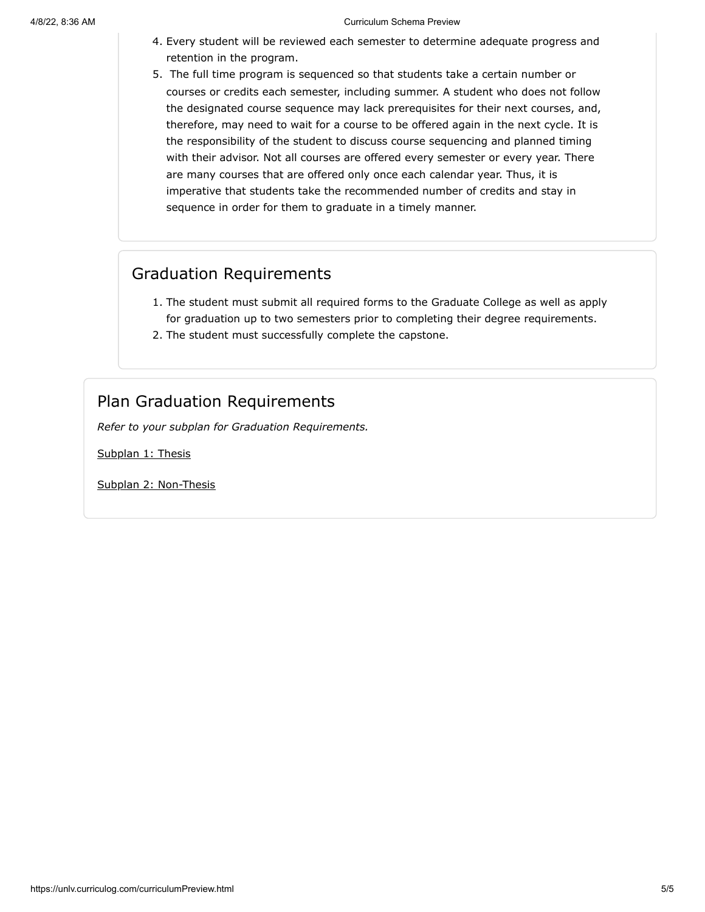4. Every student will be reviewed each semester to determine adequate progress and retention in the program.
5. The full time program is sequenced so that students take a certain number or courses or credits each semester, including summer. A student who does not follow the designated course sequence may lack prerequisites for their next courses, and, therefore, may need to wait for a course to be offered again in the next cycle. It is the responsibility of the student to discuss course sequencing and planned timing with their advisor. Not all courses are offered every semester or every year. There are many courses that are offered only once each calendar year. Thus, it is imperative that students take the recommended number of credits and stay in sequence in order for them to graduate in a timely manner.

## Graduation Requirements

1. The student must submit all required forms to the Graduate College as well as apply for graduation up to two semesters prior to completing their degree requirements.
2. The student must successfully complete the capstone.

## Plan Graduation Requirements

*Refer to your subplan for Graduation Requirements.*

Subplan 1: Thesis

Subplan 2: Non-Thesis